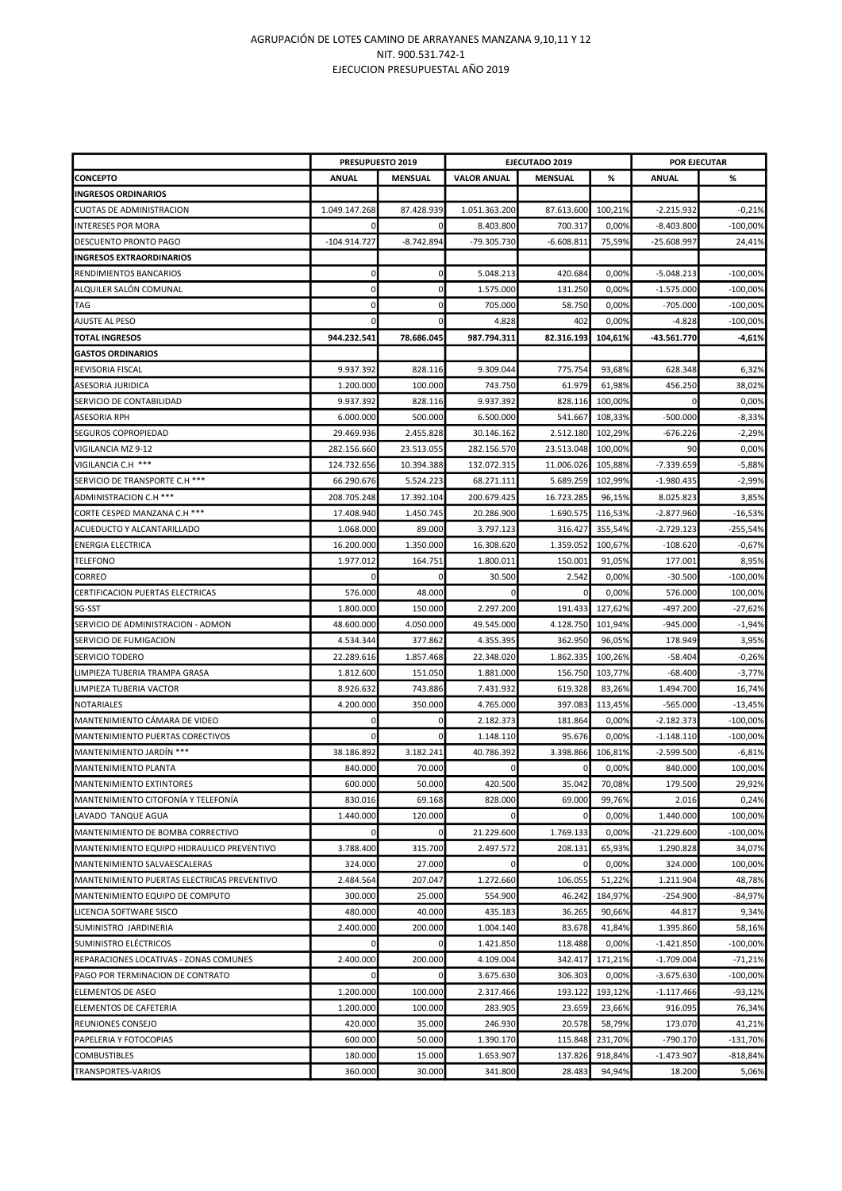AGRUPACIÓN DE LOTES CAMINO DE ARRAYANES MANZANA 9,10,11 Y 12
NIT. 900.531.742-1
EJECUCION PRESUPUESTAL AÑO 2019

| | PRESUPUESTO 2019 | | EJECUTADO 2019 | | | POR EJECUTAR | |
|---|---|---|---|---|---|---|---|
| **CONCEPTO** | **ANUAL** | **MENSUAL** | **VALOR ANUAL** | **MENSUAL** | **%** | **ANUAL** | **%** |
| **INGRESOS ORDINARIOS** | | | | | | | |
| CUOTAS DE ADMINISTRACION | 1.049.147.268 | 87.428.939 | 1.051.363.200 | 87.613.600 | 100,21% | -2.215.932 | -0,21% |
| INTERESES POR MORA | 0 | 0 | 8.403.800 | 700.317 | 0,00% | -8.403.800 | -100,00% |
| DESCUENTO PRONTO PAGO | -104.914.727 | -8.742.894 | -79.305.730 | -6.608.811 | 75,59% | -25.608.997 | 24,41% |
| **INGRESOS EXTRAORDINARIOS** | | | | | | | |
| RENDIMIENTOS BANCARIOS | 0 | 0 | 5.048.213 | 420.684 | 0,00% | -5.048.213 | -100,00% |
| ALQUILER SALÓN COMUNAL | 0 | 0 | 1.575.000 | 131.250 | 0,00% | -1.575.000 | -100,00% |
| TAG | 0 | 0 | 705.000 | 58.750 | 0,00% | -705.000 | -100,00% |
| AJUSTE AL PESO | 0 | 0 | 4.828 | 402 | 0,00% | -4.828 | -100,00% |
| **TOTAL INGRESOS** | **944.232.541** | **78.686.045** | **987.794.311** | **82.316.193** | **104,61%** | **-43.561.770** | **-4,61%** |
| **GASTOS ORDINARIOS** | | | | | | | |
| REVISORIA FISCAL | 9.937.392 | 828.116 | 9.309.044 | 775.754 | 93,68% | 628.348 | 6,32% |
| ASESORIA JURIDICA | 1.200.000 | 100.000 | 743.750 | 61.979 | 61,98% | 456.250 | 38,02% |
| SERVICIO DE CONTABILIDAD | 9.937.392 | 828.116 | 9.937.392 | 828.116 | 100,00% | 0 | 0,00% |
| ASESORIA RPH | 6.000.000 | 500.000 | 6.500.000 | 541.667 | 108,33% | -500.000 | -8,33% |
| SEGUROS COPROPIEDAD | 29.469.936 | 2.455.828 | 30.146.162 | 2.512.180 | 102,29% | -676.226 | -2,29% |
| VIGILANCIA MZ 9-12 | 282.156.660 | 23.513.055 | 282.156.570 | 23.513.048 | 100,00% | 90 | 0,00% |
| VIGILANCIA C.H *** | 124.732.656 | 10.394.388 | 132.072.315 | 11.006.026 | 105,88% | -7.339.659 | -5,88% |
| SERVICIO DE TRANSPORTE C.H *** | 66.290.676 | 5.524.223 | 68.271.111 | 5.689.259 | 102,99% | -1.980.435 | -2,99% |
| ADMINISTRACION C.H *** | 208.705.248 | 17.392.104 | 200.679.425 | 16.723.285 | 96,15% | 8.025.823 | 3,85% |
| CORTE CESPED MANZANA C.H *** | 17.408.940 | 1.450.745 | 20.286.900 | 1.690.575 | 116,53% | -2.877.960 | -16,53% |
| ACUEDUCTO Y ALCANTARILLADO | 1.068.000 | 89.000 | 3.797.123 | 316.427 | 355,54% | -2.729.123 | -255,54% |
| ENERGIA ELECTRICA | 16.200.000 | 1.350.000 | 16.308.620 | 1.359.052 | 100,67% | -108.620 | -0,67% |
| TELEFONO | 1.977.012 | 164.751 | 1.800.011 | 150.001 | 91,05% | 177.001 | 8,95% |
| CORREO | 0 | 0 | 30.500 | 2.542 | 0,00% | -30.500 | -100,00% |
| CERTIFICACION PUERTAS ELECTRICAS | 576.000 | 48.000 | 0 | 0 | 0,00% | 576.000 | 100,00% |
| SG-SST | 1.800.000 | 150.000 | 2.297.200 | 191.433 | 127,62% | -497.200 | -27,62% |
| SERVICIO DE ADMINISTRACION - ADMON | 48.600.000 | 4.050.000 | 49.545.000 | 4.128.750 | 101,94% | -945.000 | -1,94% |
| SERVICIO DE FUMIGACION | 4.534.344 | 377.862 | 4.355.395 | 362.950 | 96,05% | 178.949 | 3,95% |
| SERVICIO TODERO | 22.289.616 | 1.857.468 | 22.348.020 | 1.862.335 | 100,26% | -58.404 | -0,26% |
| LIMPIEZA TUBERIA TRAMPA GRASA | 1.812.600 | 151.050 | 1.881.000 | 156.750 | 103,77% | -68.400 | -3,77% |
| LIMPIEZA TUBERIA VACTOR | 8.926.632 | 743.886 | 7.431.932 | 619.328 | 83,26% | 1.494.700 | 16,74% |
| NOTARIALES | 4.200.000 | 350.000 | 4.765.000 | 397.083 | 113,45% | -565.000 | -13,45% |
| MANTENIMIENTO CÁMARA DE VIDEO | 0 | 0 | 2.182.373 | 181.864 | 0,00% | -2.182.373 | -100,00% |
| MANTENIMIENTO PUERTAS CORECTIVOS | 0 | 0 | 1.148.110 | 95.676 | 0,00% | -1.148.110 | -100,00% |
| MANTENIMIENTO JARDÍN *** | 38.186.892 | 3.182.241 | 40.786.392 | 3.398.866 | 106,81% | -2.599.500 | -6,81% |
| MANTENIMIENTO PLANTA | 840.000 | 70.000 | 0 | 0 | 0,00% | 840.000 | 100,00% |
| MANTENIMIENTO EXTINTORES | 600.000 | 50.000 | 420.500 | 35.042 | 70,08% | 179.500 | 29,92% |
| MANTENIMIENTO CITOFONÍA Y TELEFONÍA | 830.016 | 69.168 | 828.000 | 69.000 | 99,76% | 2.016 | 0,24% |
| LAVADO TANQUE AGUA | 1.440.000 | 120.000 | 0 | 0 | 0,00% | 1.440.000 | 100,00% |
| MANTENIMIENTO DE BOMBA CORRECTIVO | 0 | 0 | 21.229.600 | 1.769.133 | 0,00% | -21.229.600 | -100,00% |
| MANTENIMIENTO EQUIPO HIDRAULICO PREVENTIVO | 3.788.400 | 315.700 | 2.497.572 | 208.131 | 65,93% | 1.290.828 | 34,07% |
| MANTENIMIENTO SALVAESCALERAS | 324.000 | 27.000 | 0 | 0 | 0,00% | 324.000 | 100,00% |
| MANTENIMIENTO PUERTAS ELECTRICAS PREVENTIVO | 2.484.564 | 207.047 | 1.272.660 | 106.055 | 51,22% | 1.211.904 | 48,78% |
| MANTENIMIENTO EQUIPO DE COMPUTO | 300.000 | 25.000 | 554.900 | 46.242 | 184,97% | -254.900 | -84,97% |
| LICENCIA SOFTWARE SISCO | 480.000 | 40.000 | 435.183 | 36.265 | 90,66% | 44.817 | 9,34% |
| SUMINISTRO JARDINERIA | 2.400.000 | 200.000 | 1.004.140 | 83.678 | 41,84% | 1.395.860 | 58,16% |
| SUMINISTRO ELÉCTRICOS | 0 | 0 | 1.421.850 | 118.488 | 0,00% | -1.421.850 | -100,00% |
| REPARACIONES LOCATIVAS - ZONAS COMUNES | 2.400.000 | 200.000 | 4.109.004 | 342.417 | 171,21% | -1.709.004 | -71,21% |
| PAGO POR TERMINACION DE CONTRATO | 0 | 0 | 3.675.630 | 306.303 | 0,00% | -3.675.630 | -100,00% |
| ELEMENTOS DE ASEO | 1.200.000 | 100.000 | 2.317.466 | 193.122 | 193,12% | -1.117.466 | -93,12% |
| ELEMENTOS DE CAFETERIA | 1.200.000 | 100.000 | 283.905 | 23.659 | 23,66% | 916.095 | 76,34% |
| REUNIONES CONSEJO | 420.000 | 35.000 | 246.930 | 20.578 | 58,79% | 173.070 | 41,21% |
| PAPELERIA Y FOTOCOPIAS | 600.000 | 50.000 | 1.390.170 | 115.848 | 231,70% | -790.170 | -131,70% |
| COMBUSTIBLES | 180.000 | 15.000 | 1.653.907 | 137.826 | 918,84% | -1.473.907 | -818,84% |
| TRANSPORTES-VARIOS | 360.000 | 30.000 | 341.800 | 28.483 | 94,94% | 18.200 | 5,06% |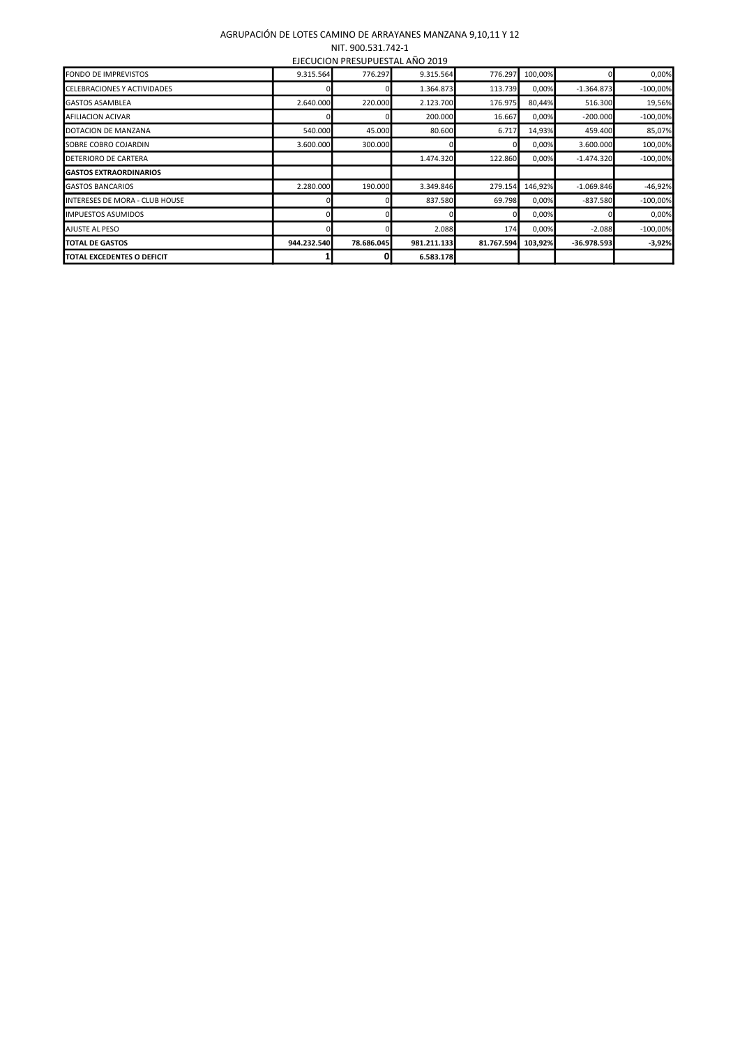AGRUPACIÓN DE LOTES CAMINO DE ARRAYANES MANZANA 9,10,11 Y 12

NIT. 900.531.742-1

EJECUCION PRESUPUESTAL AÑO 2019

| | | | | | | | |
|---|---|---|---|---|---|---|---|
| FONDO DE IMPREVISTOS | 9.315.564 | 776.297 | 9.315.564 | 776.297 | 100,00% | 0 | 0,00% |
| CELEBRACIONES Y ACTIVIDADES | 0 | 0 | 1.364.873 | 113.739 | 0,00% | -1.364.873 | -100,00% |
| GASTOS ASAMBLEA | 2.640.000 | 220.000 | 2.123.700 | 176.975 | 80,44% | 516.300 | 19,56% |
| AFILIACION ACIVAR | 0 | 0 | 200.000 | 16.667 | 0,00% | -200.000 | -100,00% |
| DOTACION DE MANZANA | 540.000 | 45.000 | 80.600 | 6.717 | 14,93% | 459.400 | 85,07% |
| SOBRE COBRO COJARDIN | 3.600.000 | 300.000 | 0 | 0 | 0,00% | 3.600.000 | 100,00% |
| DETERIORO DE CARTERA | | | 1.474.320 | 122.860 | 0,00% | -1.474.320 | -100,00% |
| **GASTOS EXTRAORDINARIOS** | | | | | | | |
| GASTOS BANCARIOS | 2.280.000 | 190.000 | 3.349.846 | 279.154 | 146,92% | -1.069.846 | -46,92% |
| INTERESES DE MORA - CLUB HOUSE | 0 | 0 | 837.580 | 69.798 | 0,00% | -837.580 | -100,00% |
| IMPUESTOS ASUMIDOS | 0 | 0 | 0 | 0 | 0,00% | 0 | 0,00% |
| AJUSTE AL PESO | 0 | 0 | 2.088 | 174 | 0,00% | -2.088 | -100,00% |
| **TOTAL DE GASTOS** | **944.232.540** | **78.686.045** | **981.211.133** | **81.767.594** | **103,92%** | **-36.978.593** | **-3,92%** |
| **TOTAL EXCEDENTES O DEFICIT** | **1** | **0** | **6.583.178** | | | | |